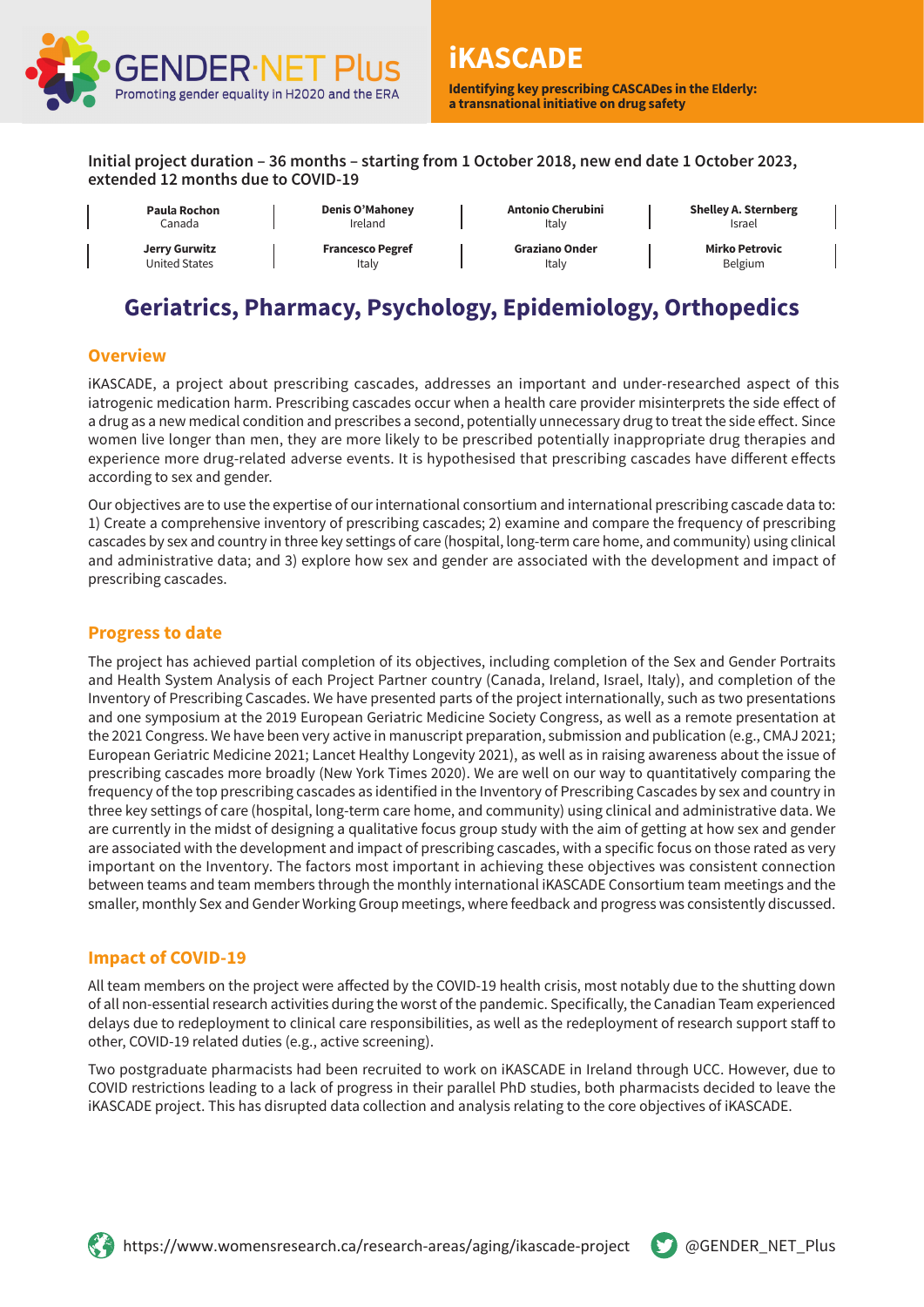GENDER·NET Plus
Promoting gender equality in H2020 and the ERA

# iKASCADE

**Identifying key prescribing CASCADes in the Elderly: a transnational initiative on drug safety**

**Initial project duration – 36 months – starting from 1 October 2018, new end date 1 October 2023, extended 12 months due to COVID-19**

| | | | |
|---|---|---|---|
| **Paula Rochon** Canada | **Denis O'Mahoney** Ireland | **Antonio Cherubini** Italy | **Shelley A. Sternberg** Israel |
| **Jerry Gurwitz** United States | **Francesco Pegref** Italy | **Graziano Onder** Italy | **Mirko Petrovic** Belgium |

## Geriatrics, Pharmacy, Psychology, Epidemiology, Orthopedics

### Overview

iKASCADE, a project about prescribing cascades, addresses an important and under-researched aspect of this iatrogenic medication harm. Prescribing cascades occur when a health care provider misinterprets the side effect of a drug as a new medical condition and prescribes a second, potentially unnecessary drug to treat the side effect. Since women live longer than men, they are more likely to be prescribed potentially inappropriate drug therapies and experience more drug-related adverse events. It is hypothesised that prescribing cascades have different effects according to sex and gender.

Our objectives are to use the expertise of our international consortium and international prescribing cascade data to: 1) Create a comprehensive inventory of prescribing cascades; 2) examine and compare the frequency of prescribing cascades by sex and country in three key settings of care (hospital, long-term care home, and community) using clinical and administrative data; and 3) explore how sex and gender are associated with the development and impact of prescribing cascades.

### Progress to date

The project has achieved partial completion of its objectives, including completion of the Sex and Gender Portraits and Health System Analysis of each Project Partner country (Canada, Ireland, Israel, Italy), and completion of the Inventory of Prescribing Cascades. We have presented parts of the project internationally, such as two presentations and one symposium at the 2019 European Geriatric Medicine Society Congress, as well as a remote presentation at the 2021 Congress. We have been very active in manuscript preparation, submission and publication (e.g., CMAJ 2021; European Geriatric Medicine 2021; Lancet Healthy Longevity 2021), as well as in raising awareness about the issue of prescribing cascades more broadly (New York Times 2020). We are well on our way to quantitatively comparing the frequency of the top prescribing cascades as identified in the Inventory of Prescribing Cascades by sex and country in three key settings of care (hospital, long-term care home, and community) using clinical and administrative data. We are currently in the midst of designing a qualitative focus group study with the aim of getting at how sex and gender are associated with the development and impact of prescribing cascades, with a specific focus on those rated as very important on the Inventory. The factors most important in achieving these objectives was consistent connection between teams and team members through the monthly international iKASCADE Consortium team meetings and the smaller, monthly Sex and Gender Working Group meetings, where feedback and progress was consistently discussed.

### Impact of COVID-19

All team members on the project were affected by the COVID-19 health crisis, most notably due to the shutting down of all non-essential research activities during the worst of the pandemic. Specifically, the Canadian Team experienced delays due to redeployment to clinical care responsibilities, as well as the redeployment of research support staff to other, COVID-19 related duties (e.g., active screening).

Two postgraduate pharmacists had been recruited to work on iKASCADE in Ireland through UCC. However, due to COVID restrictions leading to a lack of progress in their parallel PhD studies, both pharmacists decided to leave the iKASCADE project. This has disrupted data collection and analysis relating to the core objectives of iKASCADE.

https://www.womensresearch.ca/research-areas/aging/ikascade-project    @GENDER_NET_Plus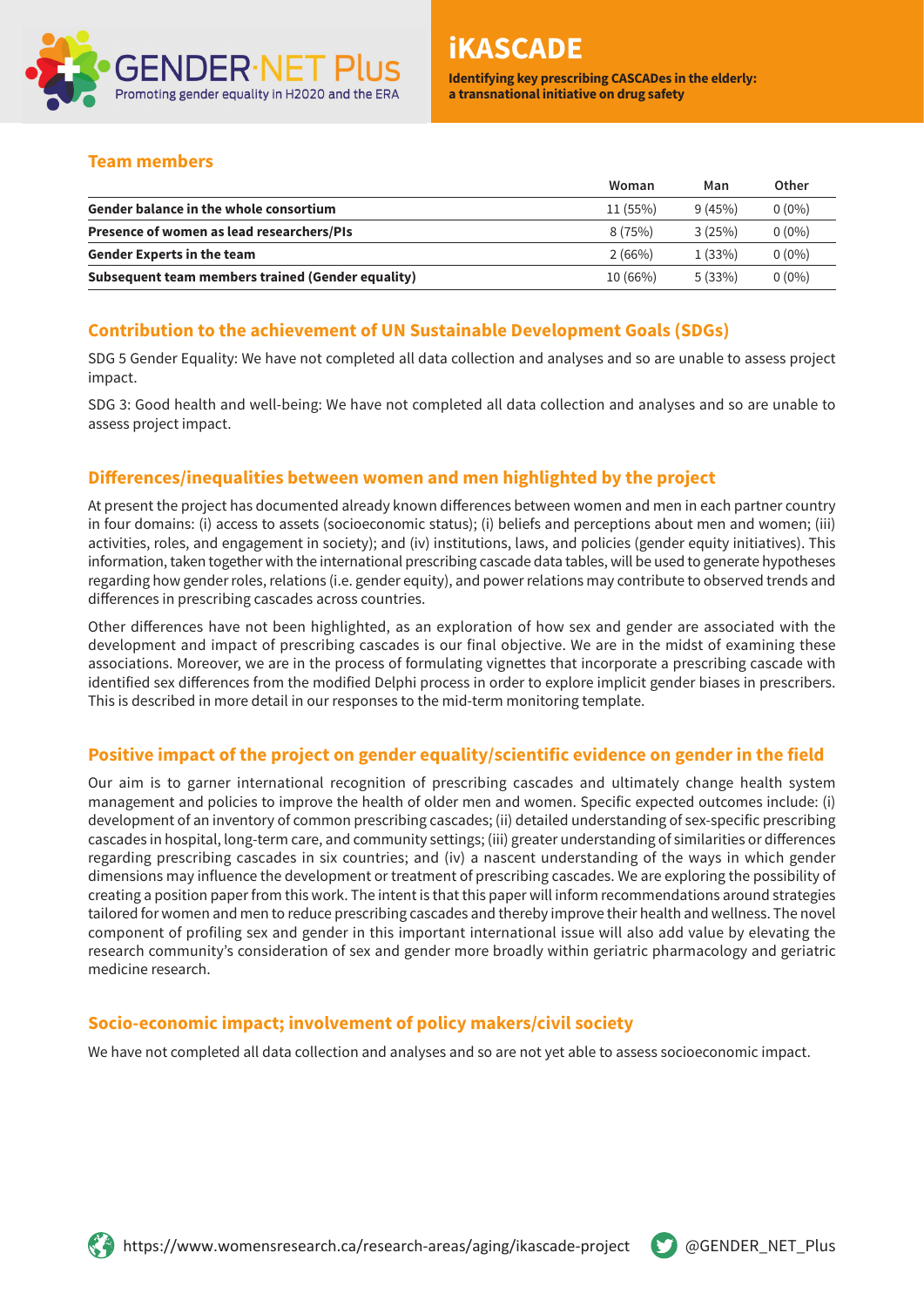GENDER·NET Plus
Promoting gender equality in H2020 and the ERA

# iKASCADE

**Identifying key prescribing CASCADes in the elderly: a transnational initiative on drug safety**

## Team members

| | Woman | Man | Other |
|---|---|---|---|
| **Gender balance in the whole consortium** | 11 (55%) | 9 (45%) | 0 (0%) |
| **Presence of women as lead researchers/PIs** | 8 (75%) | 3 (25%) | 0 (0%) |
| **Gender Experts in the team** | 2 (66%) | 1 (33%) | 0 (0%) |
| **Subsequent team members trained (Gender equality)** | 10 (66%) | 5 (33%) | 0 (0%) |

## Contribution to the achievement of UN Sustainable Development Goals (SDGs)

SDG 5 Gender Equality: We have not completed all data collection and analyses and so are unable to assess project impact.

SDG 3: Good health and well-being: We have not completed all data collection and analyses and so are unable to assess project impact.

## Differences/inequalities between women and men highlighted by the project

At present the project has documented already known differences between women and men in each partner country in four domains: (i) access to assets (socioeconomic status); (i) beliefs and perceptions about men and women; (iii) activities, roles, and engagement in society); and (iv) institutions, laws, and policies (gender equity initiatives). This information, taken together with the international prescribing cascade data tables, will be used to generate hypotheses regarding how gender roles, relations (i.e. gender equity), and power relations may contribute to observed trends and differences in prescribing cascades across countries.

Other differences have not been highlighted, as an exploration of how sex and gender are associated with the development and impact of prescribing cascades is our final objective. We are in the midst of examining these associations. Moreover, we are in the process of formulating vignettes that incorporate a prescribing cascade with identified sex differences from the modified Delphi process in order to explore implicit gender biases in prescribers. This is described in more detail in our responses to the mid-term monitoring template.

## Positive impact of the project on gender equality/scientific evidence on gender in the field

Our aim is to garner international recognition of prescribing cascades and ultimately change health system management and policies to improve the health of older men and women. Specific expected outcomes include: (i) development of an inventory of common prescribing cascades; (ii) detailed understanding of sex-specific prescribing cascades in hospital, long-term care, and community settings; (iii) greater understanding of similarities or differences regarding prescribing cascades in six countries; and (iv) a nascent understanding of the ways in which gender dimensions may influence the development or treatment of prescribing cascades. We are exploring the possibility of creating a position paper from this work. The intent is that this paper will inform recommendations around strategies tailored for women and men to reduce prescribing cascades and thereby improve their health and wellness. The novel component of profiling sex and gender in this important international issue will also add value by elevating the research community's consideration of sex and gender more broadly within geriatric pharmacology and geriatric medicine research.

## Socio-economic impact; involvement of policy makers/civil society

We have not completed all data collection and analyses and so are not yet able to assess socioeconomic impact.

https://www.womensresearch.ca/research-areas/aging/ikascade-project @GENDER_NET_Plus